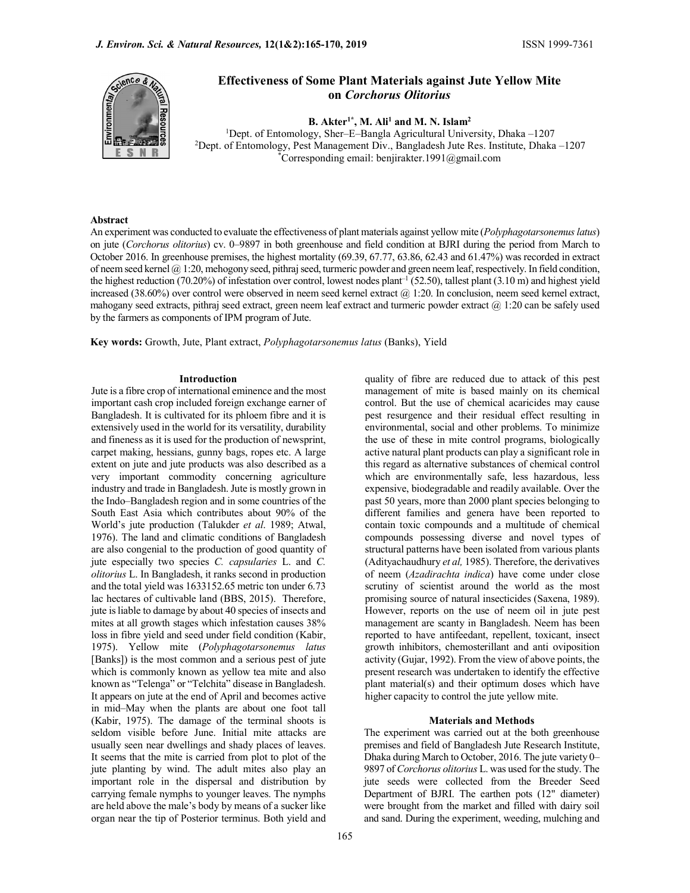# Effectiveness of Some Plant Materials against Jute Yellow Mite on *Corchorus Olitorius*

**B. Akter[1*], M. Ali[1] and M. N. Islam[2]**

[1]Dept. of Entomology, Sher–E–Bangla Agricultural University, Dhaka –1207
[2]Dept. of Entomology, Pest Management Div., Bangladesh Jute Res. Institute, Dhaka –1207
[*]Corresponding email: benjirakter.1991@gmail.com

## Abstract

An experiment was conducted to evaluate the effectiveness of plant materials against yellow mite (*Polyphagotarsonemus latus*) on jute (*Corchorus olitorius*) cv. 0–9897 in both greenhouse and field condition at BJRI during the period from March to October 2016. In greenhouse premises, the highest mortality (69.39, 67.77, 63.86, 62.43 and 61.47%) was recorded in extract of neem seed kernel @ 1:20, mehogony seed, pithraj seed, turmeric powder and green neem leaf, respectively. In field condition, the highest reduction (70.20%) of infestation over control, lowest nodes plant$^{-1}$ (52.50), tallest plant (3.10 m) and highest yield increased (38.60%) over control were observed in neem seed kernel extract @ 1:20. In conclusion, neem seed kernel extract, mahogany seed extracts, pithraj seed extract, green neem leaf extract and turmeric powder extract @ 1:20 can be safely used by the farmers as components of IPM program of Jute.

**Key words:** Growth, Jute, Plant extract, *Polyphagotarsonemus latus* (Banks), Yield

## Introduction

Jute is a fibre crop of international eminence and the most important cash crop included foreign exchange earner of Bangladesh. It is cultivated for its phloem fibre and it is extensively used in the world for its versatility, durability and fineness as it is used for the production of newsprint, carpet making, hessians, gunny bags, ropes etc. A large extent on jute and jute products was also described as a very important commodity concerning agriculture industry and trade in Bangladesh. Jute is mostly grown in the Indo–Bangladesh region and in some countries of the South East Asia which contributes about 90% of the World's jute production (Talukder *et al*. 1989; Atwal, 1976). The land and climatic conditions of Bangladesh are also congenial to the production of good quantity of jute especially two species *C. capsularies* L. and *C. olitorius* L. In Bangladesh, it ranks second in production and the total yield was 1633152.65 metric ton under 6.73 lac hectares of cultivable land (BBS, 2015). Therefore, jute is liable to damage by about 40 species of insects and mites at all growth stages which infestation causes 38% loss in fibre yield and seed under field condition (Kabir, 1975). Yellow mite (*Polyphagotarsonemus latus* [Banks]) is the most common and a serious pest of jute which is commonly known as yellow tea mite and also known as "Telenga" or "Telchita" disease in Bangladesh. It appears on jute at the end of April and becomes active in mid–May when the plants are about one foot tall (Kabir, 1975). The damage of the terminal shoots is seldom visible before June. Initial mite attacks are usually seen near dwellings and shady places of leaves. It seems that the mite is carried from plot to plot of the jute planting by wind. The adult mites also play an important role in the dispersal and distribution by carrying female nymphs to younger leaves. The nymphs are held above the male's body by means of a sucker like organ near the tip of Posterior terminus. Both yield and quality of fibre are reduced due to attack of this pest management of mite is based mainly on its chemical control. But the use of chemical acaricides may cause pest resurgence and their residual effect resulting in environmental, social and other problems. To minimize the use of these in mite control programs, biologically active natural plant products can play a significant role in this regard as alternative substances of chemical control which are environmentally safe, less hazardous, less expensive, biodegradable and readily available. Over the past 50 years, more than 2000 plant species belonging to different families and genera have been reported to contain toxic compounds and a multitude of chemical compounds possessing diverse and novel types of structural patterns have been isolated from various plants (Adityachaudhury *et al,* 1985). Therefore, the derivatives of neem (*Azadirachta indica*) have come under close scrutiny of scientist around the world as the most promising source of natural insecticides (Saxena, 1989). However, reports on the use of neem oil in jute pest management are scanty in Bangladesh. Neem has been reported to have antifeedant, repellent, toxicant, insect growth inhibitors, chemosterillant and anti oviposition activity (Gujar, 1992). From the view of above points, the present research was undertaken to identify the effective plant material(s) and their optimum doses which have higher capacity to control the jute yellow mite.

## Materials and Methods

The experiment was carried out at the both greenhouse premises and field of Bangladesh Jute Research Institute, Dhaka during March to October, 2016. The jute variety 0–9897 of *Corchorus olitorius* L. was used for the study. The jute seeds were collected from the Breeder Seed Department of BJRI. The earthen pots (12" diameter) were brought from the market and filled with dairy soil and sand. During the experiment, weeding, mulching and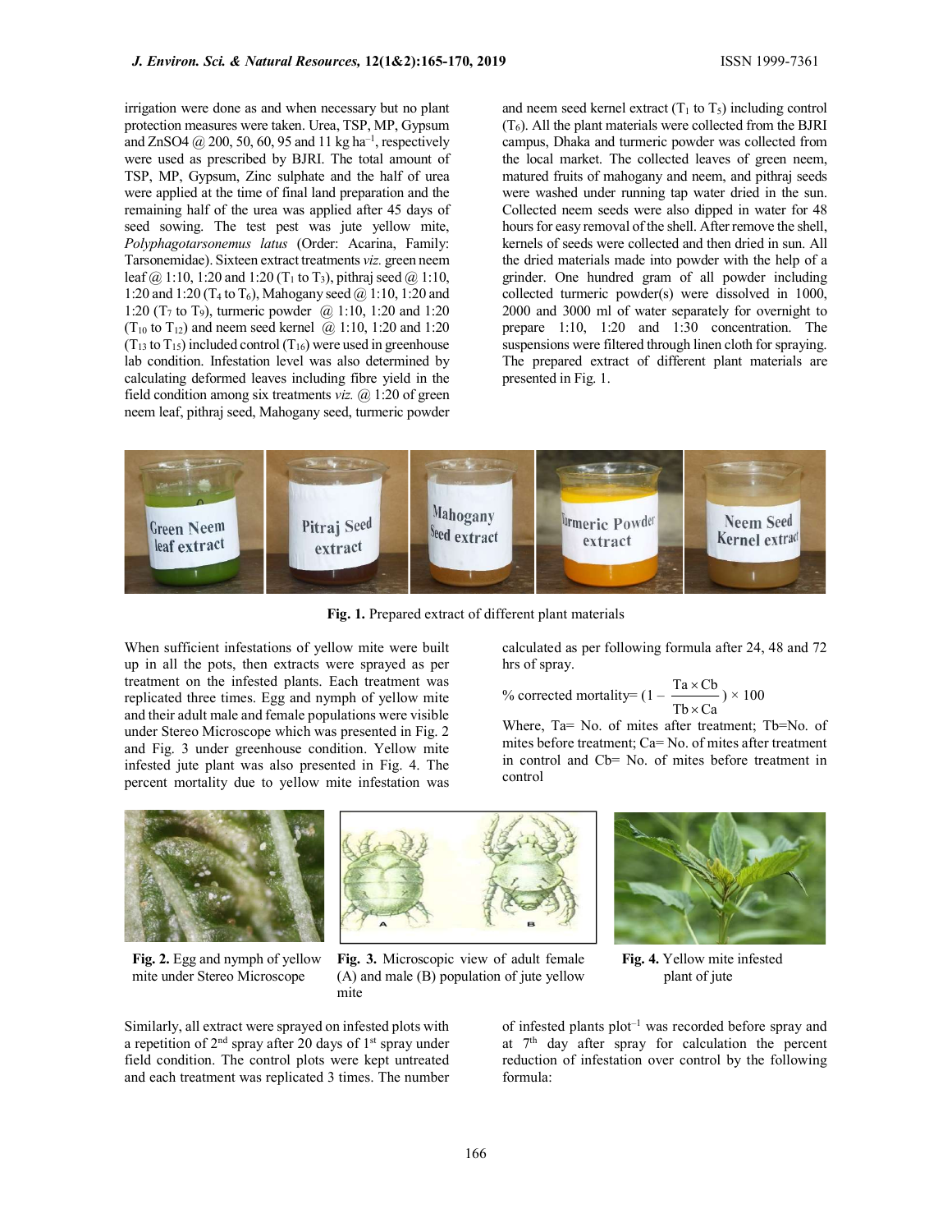irrigation were done as and when necessary but no plant protection measures were taken. Urea, TSP, MP, Gypsum and $ZnSO_4$ @ 200, 50, 60, 95 and 11 kg $ha^{-1}$, respectively were used as prescribed by BJRI. The total amount of TSP, MP, Gypsum, Zinc sulphate and the half of urea were applied at the time of final land preparation and the remaining half of the urea was applied after 45 days of seed sowing. The test pest was jute yellow mite, *Polyphagotarsonemus latus* (Order: Acarina, Family: Tarsonemidae). Sixteen extract treatments *viz.* green neem leaf @ 1:10, 1:20 and 1:20 ($T_1$ to $T_3$), pithraj seed @ 1:10, 1:20 and 1:20 ($T_4$ to $T_6$), Mahogany seed @ 1:10, 1:20 and 1:20 ($T_7$ to $T_9$), turmeric powder @ 1:10, 1:20 and 1:20 ($T_{10}$ to $T_{12}$) and neem seed kernel @ 1:10, 1:20 and 1:20 ($T_{13}$ to $T_{15}$) included control ($T_{16}$) were used in greenhouse lab condition. Infestation level was also determined by calculating deformed leaves including fibre yield in the field condition among six treatments *viz.* @ 1:20 of green neem leaf, pithraj seed, Mahogany seed, turmeric powder and neem seed kernel extract ($T_1$ to $T_5$) including control ($T_6$). All the plant materials were collected from the BJRI campus, Dhaka and turmeric powder was collected from the local market. The collected leaves of green neem, matured fruits of mahogany and neem, and pithraj seeds were washed under running tap water dried in the sun. Collected neem seeds were also dipped in water for 48 hours for easy removal of the shell. After remove the shell, kernels of seeds were collected and then dried in sun. All the dried materials made into powder with the help of a grinder. One hundred gram of all powder including collected turmeric powder(s) were dissolved in 1000, 2000 and 3000 ml of water separately for overnight to prepare 1:10, 1:20 and 1:30 concentration. The suspensions were filtered through linen cloth for spraying. The prepared extract of different plant materials are presented in Fig. 1.

**Fig. 1.** Prepared extract of different plant materials

When sufficient infestations of yellow mite were built up in all the pots, then extracts were sprayed as per treatment on the infested plants. Each treatment was replicated three times. Egg and nymph of yellow mite and their adult male and female populations were visible under Stereo Microscope which was presented in Fig. 2 and Fig. 3 under greenhouse condition. Yellow mite infested jute plant was also presented in Fig. 4. The percent mortality due to yellow mite infestation was calculated as per following formula after 24, 48 and 72 hrs of spray.

$$\% \text{ corrected mortality} = \left(1 - \frac{Ta \times Cb}{Tb \times Ca}\right) \times 100$$

Where, Ta= No. of mites after treatment; Tb=No. of mites before treatment; Ca= No. of mites after treatment in control and Cb= No. of mites before treatment in control

**Fig. 2.** Egg and nymph of yellow mite under Stereo Microscope

**Fig. 3.** Microscopic view of adult female (A) and male (B) population of jute yellow mite

**Fig. 4.** Yellow mite infested plant of jute

Similarly, all extract were sprayed on infested plots with a repetition of 2nd spray after 20 days of 1st spray under field condition. The control plots were kept untreated and each treatment was replicated 3 times. The number of infested plants $plot^{-1}$ was recorded before spray and at 7th day after spray for calculation the percent reduction of infestation over control by the following formula: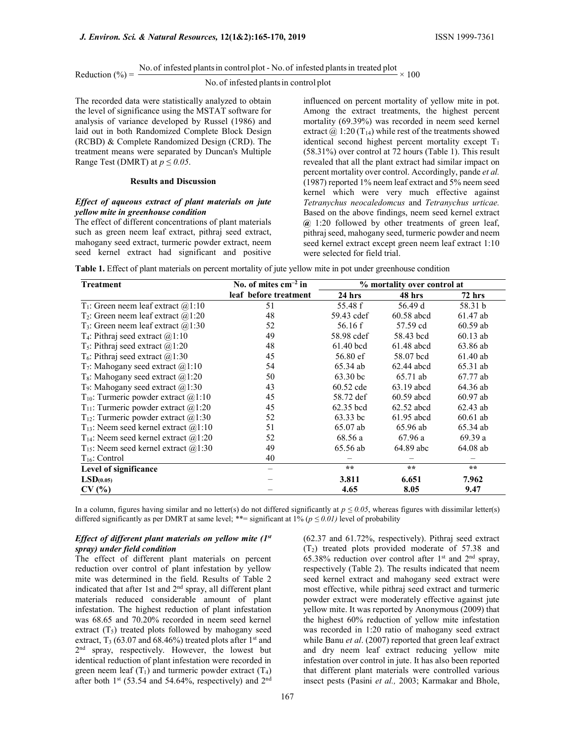$$\text{Reduction (\%)} = \frac{\text{No. of infested plants in control plot - No. of infested plants in treated plot}}{\text{No. of infested plants in control plot}} \times 100$$

The recorded data were statistically analyzed to obtain the level of significance using the MSTAT software for analysis of variance developed by Russel (1986) and laid out in both Randomized Complete Block Design (RCBD) & Complete Randomized Design (CRD). The treatment means were separated by Duncan's Multiple Range Test (DMRT) at $p \leq 0.05$.

## Results and Discussion

### *Effect of aqueous extract of plant materials on jute yellow mite in greenhouse condition*

The effect of different concentrations of plant materials such as green neem leaf extract, pithraj seed extract, mahogany seed extract, turmeric powder extract, neem seed kernel extract had significant and positive influenced on percent mortality of yellow mite in pot. Among the extract treatments, the highest percent mortality (69.39%) was recorded in neem seed kernel extract @ 1:20 ($T_{14}$) while rest of the treatments showed identical second highest percent mortality except $T_1$ (58.31%) over control at 72 hours (Table 1). This result revealed that all the plant extract had similar impact on percent mortality over control. Accordingly, pande *et al.* (1987) reported 1% neem leaf extract and 5% neem seed kernel which were very much effective against *Tetranychus neocaledomcus* and *Tetranychus urticae.* Based on the above findings, neem seed kernel extract @ 1:20 followed by other treatments of green leaf, pithraj seed, mahogany seed, turmeric powder and neem seed kernel extract except green neem leaf extract 1:10 were selected for field trial.

**Table 1.** Effect of plant materials on percent mortality of jute yellow mite in pot under greenhouse condition

| Treatment | No. of mites $cm^{-2}$ in leaf before treatment | % mortality over control at | | |
|---|---|---|---|---|
| | | 24 hrs | 48 hrs | 72 hrs |
| $T_1$: Green neem leaf extract @1:10 | 51 | 55.48 f | 56.49 d | 58.31 b |
| $T_2$: Green neem leaf extract @1:20 | 48 | 59.43 cdef | 60.58 abcd | 61.47 ab |
| $T_3$: Green neem leaf extract @1:30 | 52 | 56.16 f | 57.59 cd | 60.59 ab |
| $T_4$: Pithraj seed extract @1:10 | 49 | 58.98 cdef | 58.43 bcd | 60.13 ab |
| $T_5$: Pithraj seed extract @1:20 | 48 | 61.40 bcd | 61.48 abcd | 63.86 ab |
| $T_6$: Pithraj seed extract @1:30 | 45 | 56.80 ef | 58.07 bcd | 61.40 ab |
| $T_7$: Mahogany seed extract @1:10 | 54 | 65.34 ab | 62.44 abcd | 65.31 ab |
| $T_8$: Mahogany seed extract @1:20 | 50 | 63.30 bc | 65.71 ab | 67.77 ab |
| $T_9$: Mahogany seed extract @1:30 | 43 | 60.52 cde | 63.19 abcd | 64.36 ab |
| $T_{10}$: Turmeric powder extract @1:10 | 45 | 58.72 def | 60.59 abcd | 60.97 ab |
| $T_{11}$: Turmeric powder extract @1:20 | 45 | 62.35 bcd | 62.52 abcd | 62.43 ab |
| $T_{12}$: Turmeric powder extract @1:30 | 52 | 63.33 bc | 61.95 abcd | 60.61 ab |
| $T_{13}$: Neem seed kernel extract @1:10 | 51 | 65.07 ab | 65.96 ab | 65.34 ab |
| $T_{14}$: Neem seed kernel extract @1:20 | 52 | 68.56 a | 67.96 a | 69.39 a |
| $T_{15}$: Neem seed kernel extract @1:30 | 49 | 65.56 ab | 64.89 abc | 64.08 ab |
| $T_{16}$: Control | 40 | – | – | – |
| **Level of significance** | – | ** | ** | ** |
| **$LSD_{(0.05)}$** | – | **3.811** | **6.651** | **7.962** |
| **CV (%)** | – | **4.65** | **8.05** | **9.47** |

In a column, figures having similar and no letter(s) do not differed significantly at $p \leq 0.05$, whereas figures with dissimilar letter(s) differed significantly as per DMRT at same level; **= significant at 1% ($p \leq 0.01$) level of probability

### *Effect of different plant materials on yellow mite (1st spray) under field condition*

The effect of different plant materials on percent reduction over control of plant infestation by yellow mite was determined in the field. Results of Table 2 indicated that after 1st and 2nd spray, all different plant materials reduced considerable amount of plant infestation. The highest reduction of plant infestation was 68.65 and 70.20% recorded in neem seed kernel extract ($T_5$) treated plots followed by mahogany seed extract, $T_3$ (63.07 and 68.46%) treated plots after 1st and 2nd spray, respectively. However, the lowest but identical reduction of plant infestation were recorded in green neem leaf ($T_1$) and turmeric powder extract ($T_4$) after both 1st (53.54 and 54.64%, respectively) and 2nd (62.37 and 61.72%, respectively). Pithraj seed extract ($T_2$) treated plots provided moderate of 57.38 and 65.38% reduction over control after 1st and 2nd spray, respectively (Table 2). The results indicated that neem seed kernel extract and mahogany seed extract were most effective, while pithraj seed extract and turmeric powder extract were moderately effective against jute yellow mite. It was reported by Anonymous (2009) that the highest 60% reduction of yellow mite infestation was recorded in 1:20 ratio of mahogany seed extract while Banu *et al*. (2007) reported that green leaf extract and dry neem leaf extract reducing yellow mite infestation over control in jute. It has also been reported that different plant materials were controlled various insect pests (Pasini *et al.,* 2003; Karmakar and Bhole,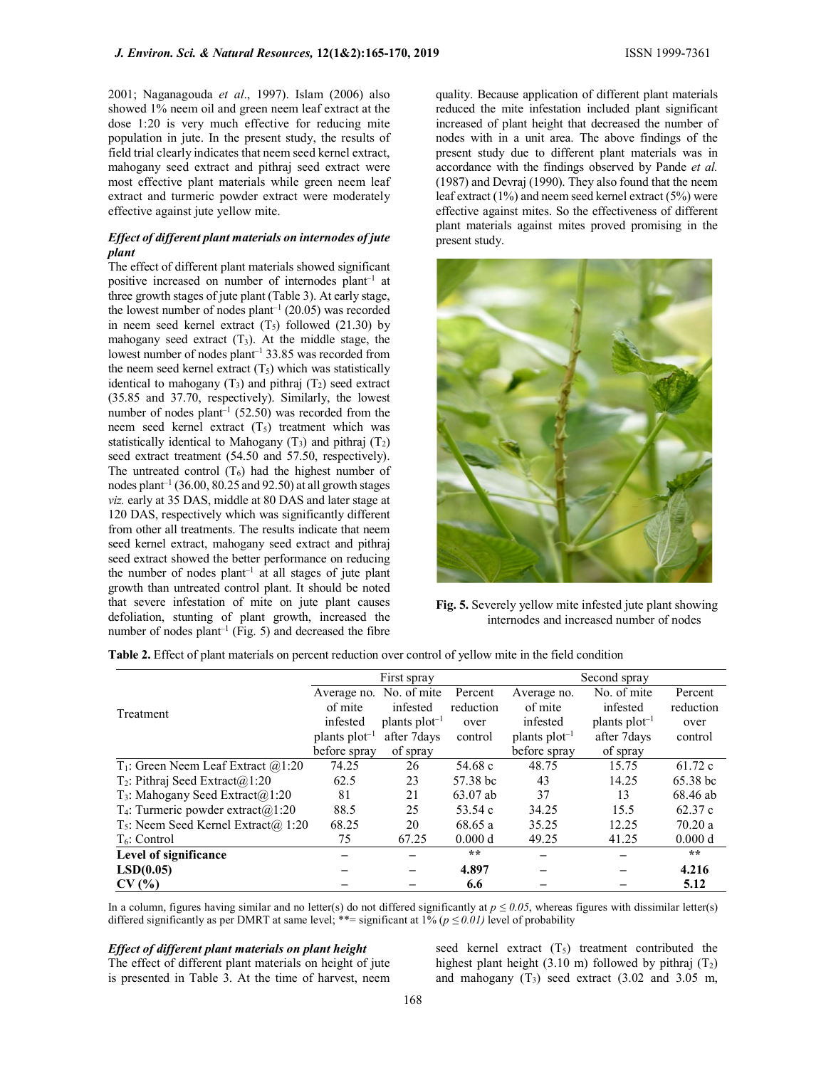2001; Naganagouda *et al*., 1997). Islam (2006) also showed 1% neem oil and green neem leaf extract at the dose 1:20 is very much effective for reducing mite population in jute. In the present study, the results of field trial clearly indicates that neem seed kernel extract, mahogany seed extract and pithraj seed extract were most effective plant materials while green neem leaf extract and turmeric powder extract were moderately effective against jute yellow mite.

### *Effect of different plant materials on internodes of jute plant*

The effect of different plant materials showed significant positive increased on number of internodes plant$^{-1}$ at three growth stages of jute plant (Table 3). At early stage, the lowest number of nodes plant$^{-1}$ (20.05) was recorded in neem seed kernel extract ($T_5$) followed (21.30) by mahogany seed extract ($T_3$). At the middle stage, the lowest number of nodes plant$^{-1}$ 33.85 was recorded from the neem seed kernel extract ($T_5$) which was statistically identical to mahogany ($T_3$) and pithraj ($T_2$) seed extract (35.85 and 37.70, respectively). Similarly, the lowest number of nodes plant$^{-1}$ (52.50) was recorded from the neem seed kernel extract ($T_5$) treatment which was statistically identical to Mahogany ($T_3$) and pithraj ($T_2$) seed extract treatment (54.50 and 57.50, respectively). The untreated control ($T_6$) had the highest number of nodes plant$^{-1}$ (36.00, 80.25 and 92.50) at all growth stages *viz.* early at 35 DAS, middle at 80 DAS and later stage at 120 DAS, respectively which was significantly different from other all treatments. The results indicate that neem seed kernel extract, mahogany seed extract and pithraj seed extract showed the better performance on reducing the number of nodes plant$^{-1}$ at all stages of jute plant growth than untreated control plant. It should be noted that severe infestation of mite on jute plant causes defoliation, stunting of plant growth, increased the number of nodes plant$^{-1}$ (Fig. 5) and decreased the fibre quality. Because application of different plant materials reduced the mite infestation included plant significant increased of plant height that decreased the number of nodes with in a unit area. The above findings of the present study due to different plant materials was in accordance with the findings observed by Pande *et al.* (1987) and Devraj (1990). They also found that the neem leaf extract (1%) and neem seed kernel extract (5%) were effective against mites. So the effectiveness of different plant materials against mites proved promising in the present study.

**Fig. 5.** Severely yellow mite infested jute plant showing internodes and increased number of nodes

**Table 2.** Effect of plant materials on percent reduction over control of yellow mite in the field condition

| Treatment | First spray | | | Second spray | | |
|---|---|---|---|---|---|---|
| | Average no. of mite infested plants plot$^{-1}$ before spray | No. of mite infested plants plot$^{-1}$ after 7days of spray | Percent reduction over control | Average no. of mite infested plants plot$^{-1}$ before spray | No. of mite infested plants plot$^{-1}$ after 7days of spray | Percent reduction over control |
| $T_1$: Green Neem Leaf Extract @1:20 | 74.25 | 26 | 54.68 c | 48.75 | 15.75 | 61.72 c |
| $T_2$: Pithraj Seed Extract@1:20 | 62.5 | 23 | 57.38 bc | 43 | 14.25 | 65.38 bc |
| $T_3$: Mahogany Seed Extract@1:20 | 81 | 21 | 63.07 ab | 37 | 13 | 68.46 ab |
| $T_4$: Turmeric powder extract@1:20 | 88.5 | 25 | 53.54 c | 34.25 | 15.5 | 62.37 c |
| $T_5$: Neem Seed Kernel Extract@ 1:20 | 68.25 | 20 | 68.65 a | 35.25 | 12.25 | 70.20 a |
| $T_6$: Control | 75 | 67.25 | 0.000 d | 49.25 | 41.25 | 0.000 d |
| **Level of significance** | – | – | ** | – | – | ** |
| **LSD(0.05)** | – | – | **4.897** | – | – | **4.216** |
| **CV (%)** | – | – | **6.6** | – | – | **5.12** |

In a column, figures having similar and no letter(s) do not differed significantly at $p \leq 0.05$, whereas figures with dissimilar letter(s) differed significantly as per DMRT at same level; **= significant at 1% ($p \leq 0.01$) level of probability

### *Effect of different plant materials on plant height*

The effect of different plant materials on height of jute is presented in Table 3. At the time of harvest, neem seed kernel extract ($T_5$) treatment contributed the highest plant height (3.10 m) followed by pithraj ($T_2$) and mahogany ($T_3$) seed extract (3.02 and 3.05 m,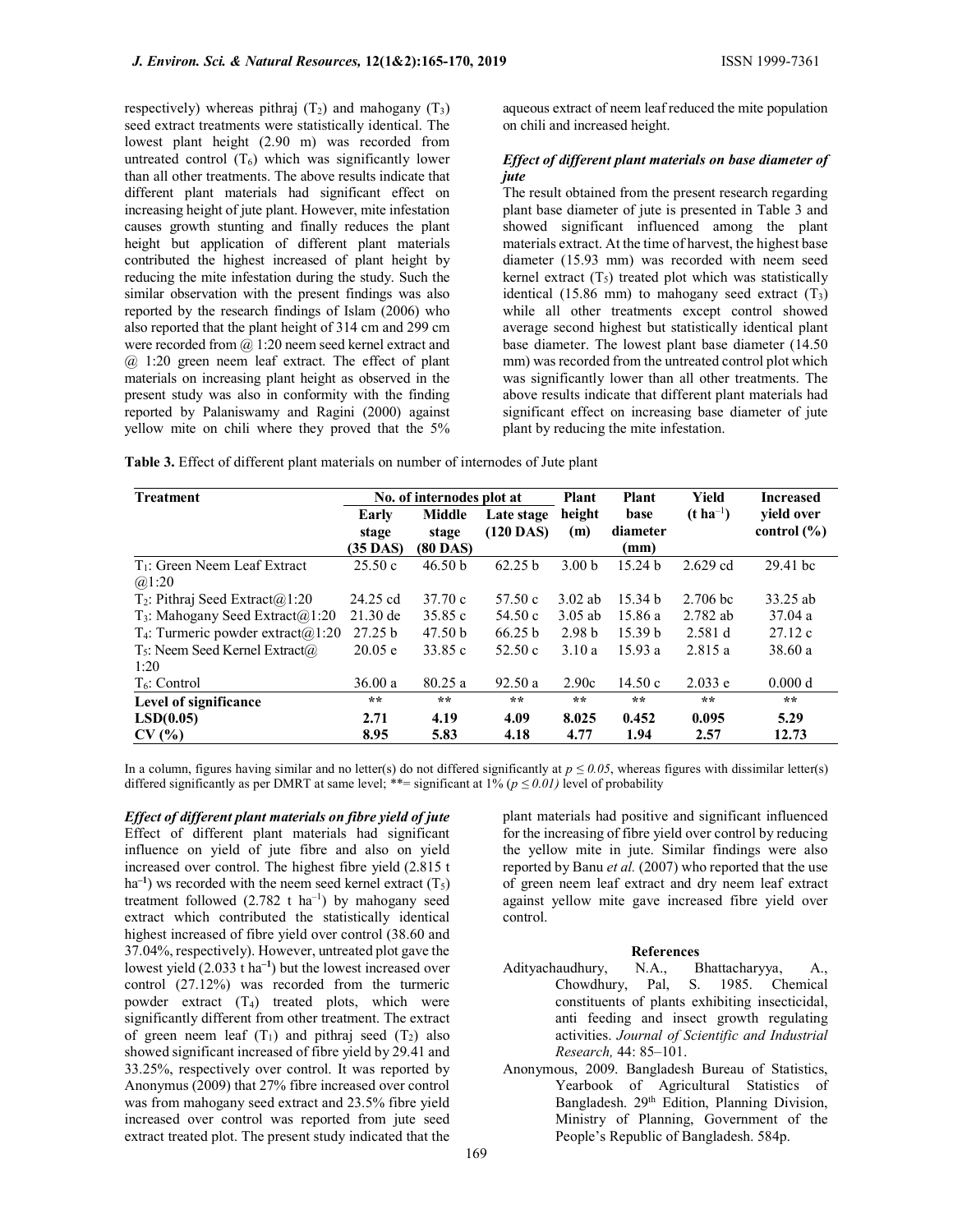respectively) whereas pithraj ($T_2$) and mahogany ($T_3$) seed extract treatments were statistically identical. The lowest plant height (2.90 m) was recorded from untreated control ($T_6$) which was significantly lower than all other treatments. The above results indicate that different plant materials had significant effect on increasing height of jute plant. However, mite infestation causes growth stunting and finally reduces the plant height but application of different plant materials contributed the highest increased of plant height by reducing the mite infestation during the study. Such the similar observation with the present findings was also reported by the research findings of Islam (2006) who also reported that the plant height of 314 cm and 299 cm were recorded from @ 1:20 neem seed kernel extract and @ 1:20 green neem leaf extract. The effect of plant materials on increasing plant height as observed in the present study was also in conformity with the finding reported by Palaniswamy and Ragini (2000) against yellow mite on chili where they proved that the 5% aqueous extract of neem leaf reduced the mite population on chili and increased height.

### *Effect of different plant materials on base diameter of jute*

The result obtained from the present research regarding plant base diameter of jute is presented in Table 3 and showed significant influenced among the plant materials extract. At the time of harvest, the highest base diameter (15.93 mm) was recorded with neem seed kernel extract ($T_5$) treated plot which was statistically identical (15.86 mm) to mahogany seed extract ($T_3$) while all other treatments except control showed average second highest but statistically identical plant base diameter. The lowest plant base diameter (14.50 mm) was recorded from the untreated control plot which was significantly lower than all other treatments. The above results indicate that different plant materials had significant effect on increasing base diameter of jute plant by reducing the mite infestation.

**Table 3.** Effect of different plant materials on number of internodes of Jute plant

| Treatment | No. of internodes plot at | | | Plant height (m) | Plant base diameter (mm) | Yield (t ha$^{-1}$) | Increased yield over control (%) |
|---|---|---|---|---|---|---|---|
| | Early stage (35 DAS) | Middle stage (80 DAS) | Late stage (120 DAS) | | | | |
| $T_1$: Green Neem Leaf Extract @1:20 | 25.50 c | 46.50 b | 62.25 b | 3.00 b | 15.24 b | 2.629 cd | 29.41 bc |
| $T_2$: Pithraj Seed Extract@1:20 | 24.25 cd | 37.70 c | 57.50 c | 3.02 ab | 15.34 b | 2.706 bc | 33.25 ab |
| $T_3$: Mahogany Seed Extract@1:20 | 21.30 de | 35.85 c | 54.50 c | 3.05 ab | 15.86 a | 2.782 ab | 37.04 a |
| $T_4$: Turmeric powder extract@1:20 | 27.25 b | 47.50 b | 66.25 b | 2.98 b | 15.39 b | 2.581 d | 27.12 c |
| $T_5$: Neem Seed Kernel Extract@ 1:20 | 20.05 e | 33.85 c | 52.50 c | 3.10 a | 15.93 a | 2.815 a | 38.60 a |
| $T_6$: Control | 36.00 a | 80.25 a | 92.50 a | 2.90c | 14.50 c | 2.033 e | 0.000 d |
| **Level of significance** | ** | ** | ** | ** | ** | ** | ** |
| **LSD(0.05)** | **2.71** | **4.19** | **4.09** | **8.025** | **0.452** | **0.095** | **5.29** |
| **CV (%)** | **8.95** | **5.83** | **4.18** | **4.77** | **1.94** | **2.57** | **12.73** |

In a column, figures having similar and no letter(s) do not differed significantly at $p \leq 0.05$, whereas figures with dissimilar letter(s) differed significantly as per DMRT at same level; **= significant at 1% ($p \leq 0.01$) level of probability

### *Effect of different plant materials on fibre yield of jute*

Effect of different plant materials had significant influence on yield of jute fibre and also on yield increased over control. The highest fibre yield (2.815 t ha$^{-1}$) ws recorded with the neem seed kernel extract ($T_5$) treatment followed (2.782 t ha$^{-1}$) by mahogany seed extract which contributed the statistically identical highest increased of fibre yield over control (38.60 and 37.04%, respectively). However, untreated plot gave the lowest yield (2.033 t ha$^{-1}$) but the lowest increased over control (27.12%) was recorded from the turmeric powder extract ($T_4$) treated plots, which were significantly different from other treatment. The extract of green neem leaf ($T_1$) and pithraj seed ($T_2$) also showed significant increased of fibre yield by 29.41 and 33.25%, respectively over control. It was reported by Anonymus (2009) that 27% fibre increased over control was from mahogany seed extract and 23.5% fibre yield increased over control was reported from jute seed extract treated plot. The present study indicated that the plant materials had positive and significant influenced for the increasing of fibre yield over control by reducing the yellow mite in jute. Similar findings were also reported by Banu *et al.* (2007) who reported that the use of green neem leaf extract and dry neem leaf extract against yellow mite gave increased fibre yield over control.

## References

Adityachaudhury, N.A., Bhattacharyya, A., Chowdhury, Pal, S. 1985. Chemical constituents of plants exhibiting insecticidal, anti feeding and insect growth regulating activities. *Journal of Scientific and Industrial Research,* 44: 85–101.

Anonymous, 2009. Bangladesh Bureau of Statistics, Yearbook of Agricultural Statistics of Bangladesh. 29th Edition, Planning Division, Ministry of Planning, Government of the People's Republic of Bangladesh. 584p.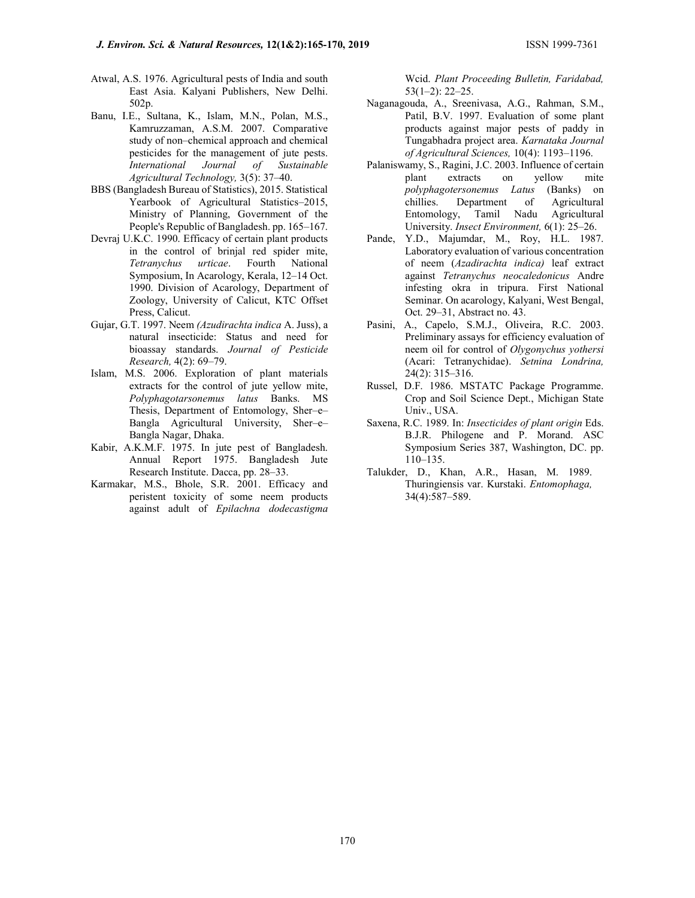Atwal, A.S. 1976. Agricultural pests of India and south East Asia. Kalyani Publishers, New Delhi. 502p.

Banu, I.E., Sultana, K., Islam, M.N., Polan, M.S., Kamruzzaman, A.S.M. 2007. Comparative study of non–chemical approach and chemical pesticides for the management of jute pests. *International Journal of Sustainable Agricultural Technology,* 3(5): 37–40.

BBS (Bangladesh Bureau of Statistics), 2015. Statistical Yearbook of Agricultural Statistics–2015, Ministry of Planning, Government of the People's Republic of Bangladesh. pp. 165–167.

Devraj U.K.C. 1990. Efficacy of certain plant products in the control of brinjal red spider mite, *Tetranychus urticae*. Fourth National Symposium, In Acarology, Kerala, 12–14 Oct. 1990. Division of Acarology, Department of Zoology, University of Calicut, KTC Offset Press, Calicut.

Gujar, G.T. 1997. Neem *(Azudirachta indica* A. Juss), a natural insecticide: Status and need for bioassay standards. *Journal of Pesticide Research,* 4(2): 69–79.

Islam, M.S. 2006. Exploration of plant materials extracts for the control of jute yellow mite, *Polyphagotarsonemus latus* Banks. MS Thesis, Department of Entomology, Sher–e–Bangla Agricultural University, Sher–e–Bangla Nagar, Dhaka.

Kabir, A.K.M.F. 1975. In jute pest of Bangladesh. Annual Report 1975. Bangladesh Jute Research Institute. Dacca, pp. 28–33.

Karmakar, M.S., Bhole, S.R. 2001. Efficacy and peristent toxicity of some neem products against adult of *Epilachna dodecastigma* Wcid. *Plant Proceeding Bulletin, Faridabad,* 53(1–2): 22–25.

Naganagouda, A., Sreenivasa, A.G., Rahman, S.M., Patil, B.V. 1997. Evaluation of some plant products against major pests of paddy in Tungabhadra project area. *Karnataka Journal of Agricultural Sciences,* 10(4): 1193–1196.

Palaniswamy, S., Ragini, J.C. 2003. Influence of certain plant extracts on yellow mite *polyphagotersonemus Latus* (Banks) on chillies. Department of Agricultural Entomology, Tamil Nadu Agricultural University. *Insect Environment,* 6(1): 25–26.

Pande, Y.D., Majumdar, M., Roy, H.L. 1987. Laboratory evaluation of various concentration of neem (*Azadirachta indica)* leaf extract against *Tetranychus neocaledonicus* Andre infesting okra in tripura. First National Seminar. On acarology, Kalyani, West Bengal, Oct. 29–31, Abstract no. 43.

Pasini, A., Capelo, S.M.J., Oliveira, R.C. 2003. Preliminary assays for efficiency evaluation of neem oil for control of *Olygonychus yothersi* (Acari: Tetranychidae). *Setnina Londrina,* 24(2): 315–316.

Russel, D.F. 1986. MSTATC Package Programme. Crop and Soil Science Dept., Michigan State Univ., USA.

Saxena, R.C. 1989. In: *Insecticides of plant origin* Eds. B.J.R. Philogene and P. Morand. ASC Symposium Series 387, Washington, DC. pp. 110–135.

Talukder, D., Khan, A.R., Hasan, M. 1989. Thuringiensis var. Kurstaki. *Entomophaga,* 34(4):587–589.